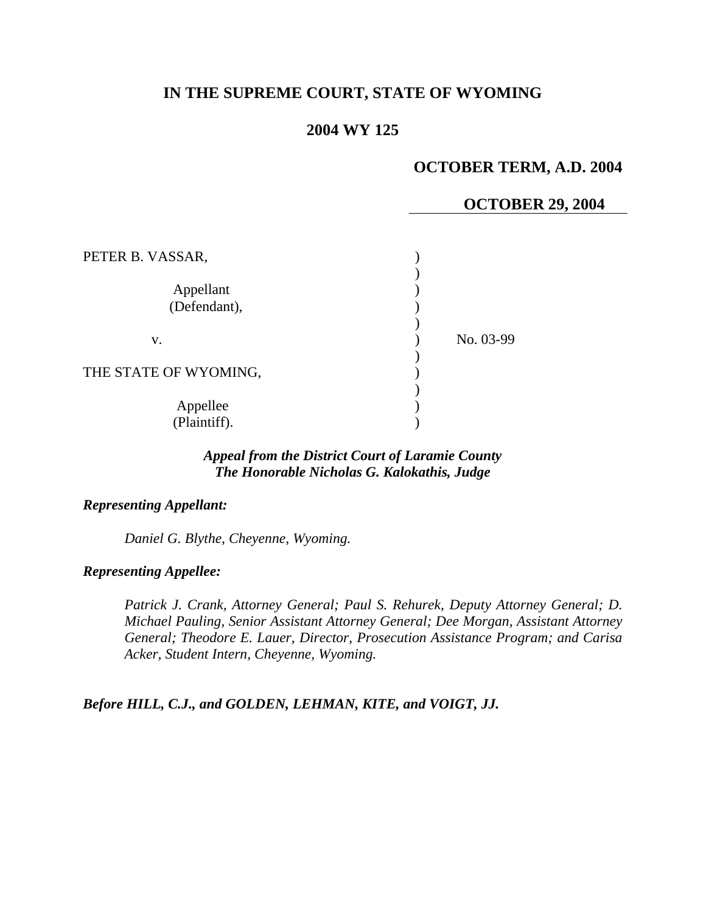# IN THE SUPREME COURT, STATE OF WYOMING

## 2004 WY 125

**OCTOBER TERM, A.D. 2004**

**OCTOBER 29, 2004**

| | | |
|---|---|---|
| PETER B. VASSAR, | ) | |
| | ) | |
| Appellant (Defendant), | ) | |
| | ) | |
| v. | ) | No. 03-99 |
| | ) | |
| THE STATE OF WYOMING, | ) | |
| | ) | |
| Appellee (Plaintiff). | ) | |

***Appeal from the District Court of Laramie County***
***The Honorable Nicholas G. Kalokathis, Judge***

***Representing Appellant:***

*Daniel G. Blythe, Cheyenne, Wyoming.*

***Representing Appellee:***

*Patrick J. Crank, Attorney General; Paul S. Rehurek, Deputy Attorney General; D. Michael Pauling, Senior Assistant Attorney General; Dee Morgan, Assistant Attorney General; Theodore E. Lauer, Director, Prosecution Assistance Program; and Carisa Acker, Student Intern, Cheyenne, Wyoming.*

***Before HILL, C.J., and GOLDEN, LEHMAN, KITE, and VOIGT, JJ.***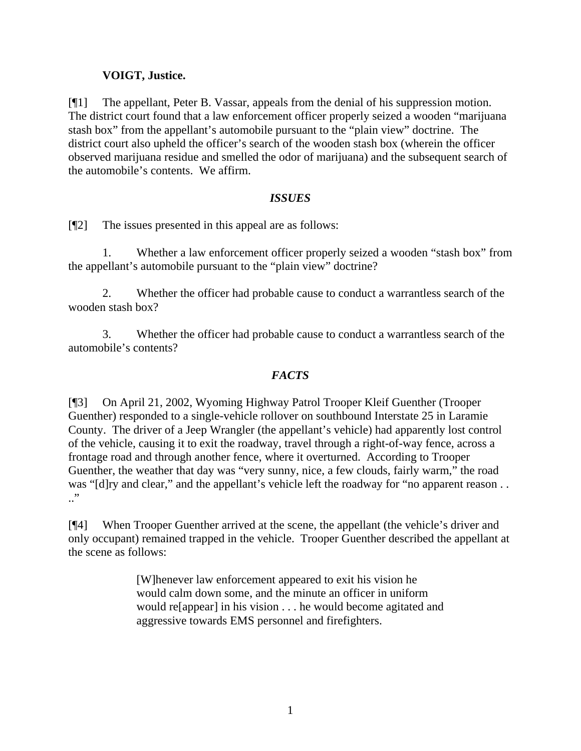**VOIGT, Justice.**

[¶1] The appellant, Peter B. Vassar, appeals from the denial of his suppression motion. The district court found that a law enforcement officer properly seized a wooden "marijuana stash box" from the appellant's automobile pursuant to the "plain view" doctrine. The district court also upheld the officer's search of the wooden stash box (wherein the officer observed marijuana residue and smelled the odor of marijuana) and the subsequent search of the automobile's contents. We affirm.

## *ISSUES*

[¶2] The issues presented in this appeal are as follows:

1. Whether a law enforcement officer properly seized a wooden "stash box" from the appellant's automobile pursuant to the "plain view" doctrine?

2. Whether the officer had probable cause to conduct a warrantless search of the wooden stash box?

3. Whether the officer had probable cause to conduct a warrantless search of the automobile's contents?

## *FACTS*

[¶3] On April 21, 2002, Wyoming Highway Patrol Trooper Kleif Guenther (Trooper Guenther) responded to a single-vehicle rollover on southbound Interstate 25 in Laramie County. The driver of a Jeep Wrangler (the appellant's vehicle) had apparently lost control of the vehicle, causing it to exit the roadway, travel through a right-of-way fence, across a frontage road and through another fence, where it overturned. According to Trooper Guenther, the weather that day was "very sunny, nice, a few clouds, fairly warm," the road was "[d]ry and clear," and the appellant's vehicle left the roadway for "no apparent reason . . ..."

[¶4] When Trooper Guenther arrived at the scene, the appellant (the vehicle's driver and only occupant) remained trapped in the vehicle. Trooper Guenther described the appellant at the scene as follows:

> [W]henever law enforcement appeared to exit his vision he would calm down some, and the minute an officer in uniform would re[appear] in his vision . . . he would become agitated and aggressive towards EMS personnel and firefighters.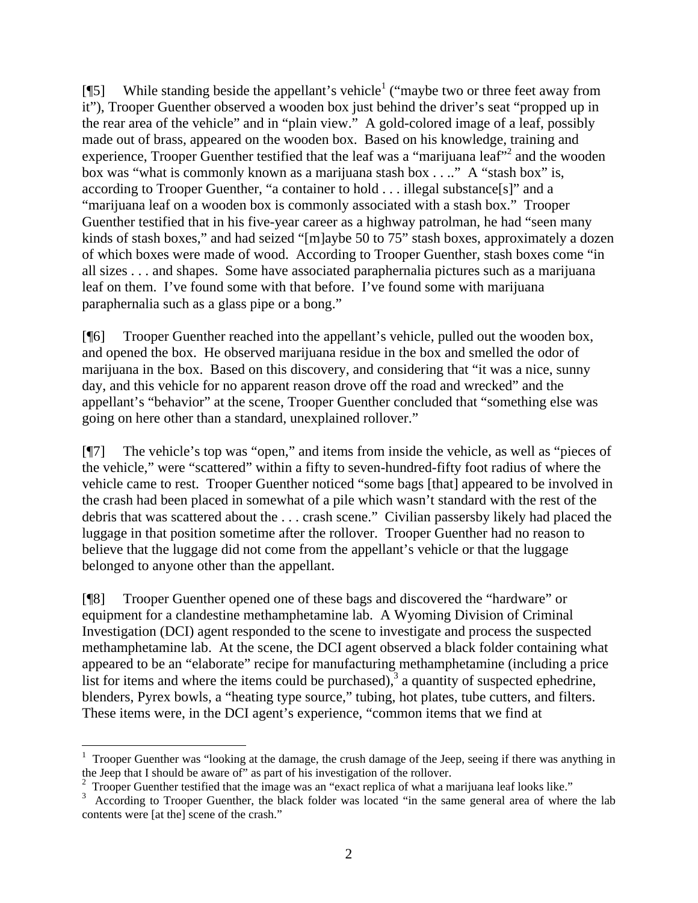[¶5] While standing beside the appellant's vehicle[1] ("maybe two or three feet away from it"), Trooper Guenther observed a wooden box just behind the driver's seat "propped up in the rear area of the vehicle" and in "plain view." A gold-colored image of a leaf, possibly made out of brass, appeared on the wooden box. Based on his knowledge, training and experience, Trooper Guenther testified that the leaf was a "marijuana leaf"[2] and the wooden box was "what is commonly known as a marijuana stash box . . .." A "stash box" is, according to Trooper Guenther, "a container to hold . . . illegal substance[s]" and a "marijuana leaf on a wooden box is commonly associated with a stash box." Trooper Guenther testified that in his five-year career as a highway patrolman, he had "seen many kinds of stash boxes," and had seized "[m]aybe 50 to 75" stash boxes, approximately a dozen of which boxes were made of wood. According to Trooper Guenther, stash boxes come "in all sizes . . . and shapes. Some have associated paraphernalia pictures such as a marijuana leaf on them. I've found some with that before. I've found some with marijuana paraphernalia such as a glass pipe or a bong."

[¶6] Trooper Guenther reached into the appellant's vehicle, pulled out the wooden box, and opened the box. He observed marijuana residue in the box and smelled the odor of marijuana in the box. Based on this discovery, and considering that "it was a nice, sunny day, and this vehicle for no apparent reason drove off the road and wrecked" and the appellant's "behavior" at the scene, Trooper Guenther concluded that "something else was going on here other than a standard, unexplained rollover."

[¶7] The vehicle's top was "open," and items from inside the vehicle, as well as "pieces of the vehicle," were "scattered" within a fifty to seven-hundred-fifty foot radius of where the vehicle came to rest. Trooper Guenther noticed "some bags [that] appeared to be involved in the crash had been placed in somewhat of a pile which wasn't standard with the rest of the debris that was scattered about the . . . crash scene." Civilian passersby likely had placed the luggage in that position sometime after the rollover. Trooper Guenther had no reason to believe that the luggage did not come from the appellant's vehicle or that the luggage belonged to anyone other than the appellant.

[¶8] Trooper Guenther opened one of these bags and discovered the "hardware" or equipment for a clandestine methamphetamine lab. A Wyoming Division of Criminal Investigation (DCI) agent responded to the scene to investigate and process the suspected methamphetamine lab. At the scene, the DCI agent observed a black folder containing what appeared to be an "elaborate" recipe for manufacturing methamphetamine (including a price list for items and where the items could be purchased),[3] a quantity of suspected ephedrine, blenders, Pyrex bowls, a "heating type source," tubing, hot plates, tube cutters, and filters. These items were, in the DCI agent's experience, "common items that we find at

---

[1] Trooper Guenther was "looking at the damage, the crush damage of the Jeep, seeing if there was anything in the Jeep that I should be aware of" as part of his investigation of the rollover.

[2] Trooper Guenther testified that the image was an "exact replica of what a marijuana leaf looks like."

[3] According to Trooper Guenther, the black folder was located "in the same general area of where the lab contents were [at the] scene of the crash."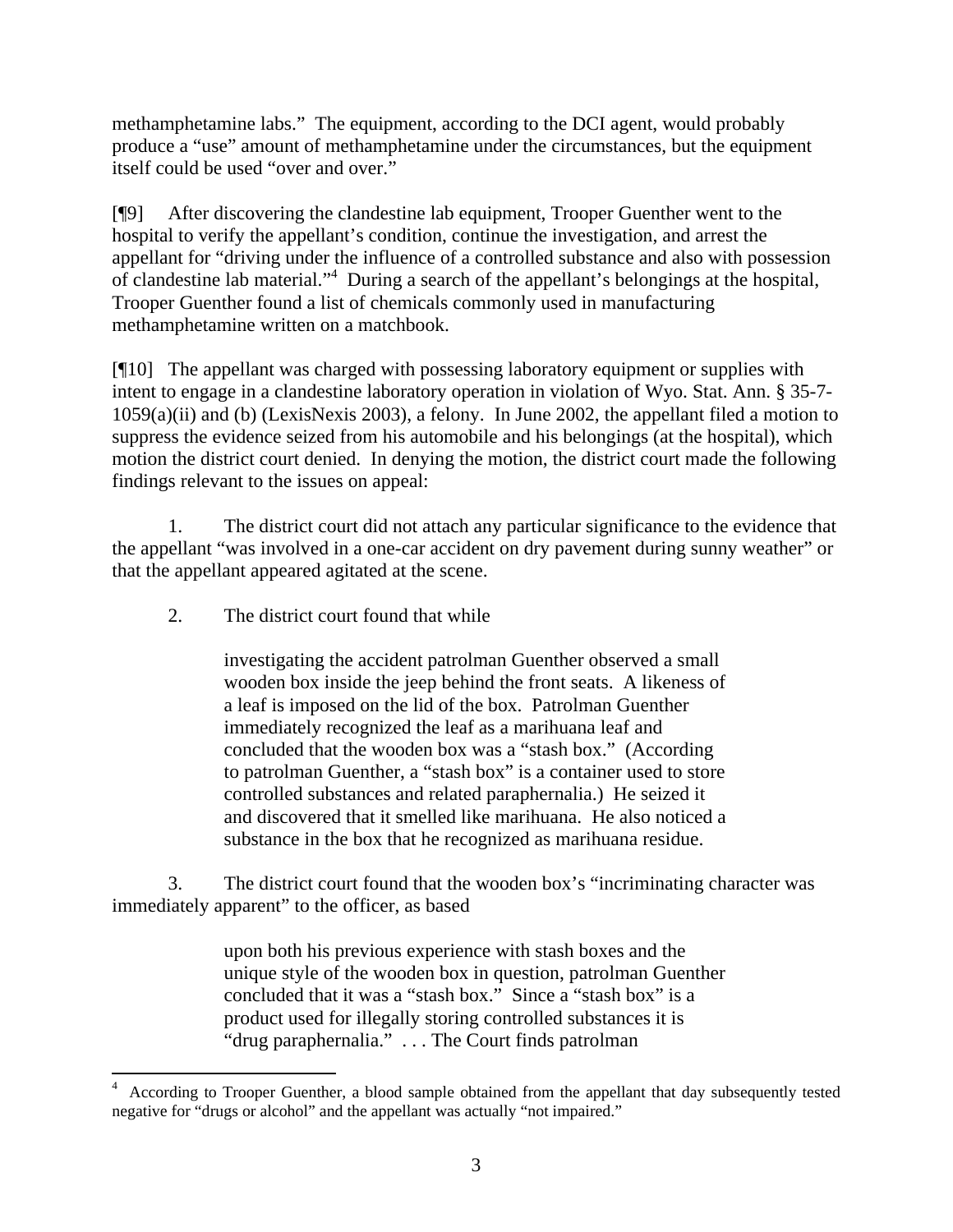methamphetamine labs." The equipment, according to the DCI agent, would probably produce a "use" amount of methamphetamine under the circumstances, but the equipment itself could be used "over and over."

[¶9] After discovering the clandestine lab equipment, Trooper Guenther went to the hospital to verify the appellant's condition, continue the investigation, and arrest the appellant for "driving under the influence of a controlled substance and also with possession of clandestine lab material."[4] During a search of the appellant's belongings at the hospital, Trooper Guenther found a list of chemicals commonly used in manufacturing methamphetamine written on a matchbook.

[¶10] The appellant was charged with possessing laboratory equipment or supplies with intent to engage in a clandestine laboratory operation in violation of Wyo. Stat. Ann. § 35-7-1059(a)(ii) and (b) (LexisNexis 2003), a felony. In June 2002, the appellant filed a motion to suppress the evidence seized from his automobile and his belongings (at the hospital), which motion the district court denied. In denying the motion, the district court made the following findings relevant to the issues on appeal:

1. The district court did not attach any particular significance to the evidence that the appellant "was involved in a one-car accident on dry pavement during sunny weather" or that the appellant appeared agitated at the scene.

2. The district court found that while

> investigating the accident patrolman Guenther observed a small wooden box inside the jeep behind the front seats. A likeness of a leaf is imposed on the lid of the box. Patrolman Guenther immediately recognized the leaf as a marihuana leaf and concluded that the wooden box was a "stash box." (According to patrolman Guenther, a "stash box" is a container used to store controlled substances and related paraphernalia.) He seized it and discovered that it smelled like marihuana. He also noticed a substance in the box that he recognized as marihuana residue.

3. The district court found that the wooden box's "incriminating character was immediately apparent" to the officer, as based

> upon both his previous experience with stash boxes and the unique style of the wooden box in question, patrolman Guenther concluded that it was a "stash box." Since a "stash box" is a product used for illegally storing controlled substances it is "drug paraphernalia." . . . The Court finds patrolman

---

[4] According to Trooper Guenther, a blood sample obtained from the appellant that day subsequently tested negative for "drugs or alcohol" and the appellant was actually "not impaired."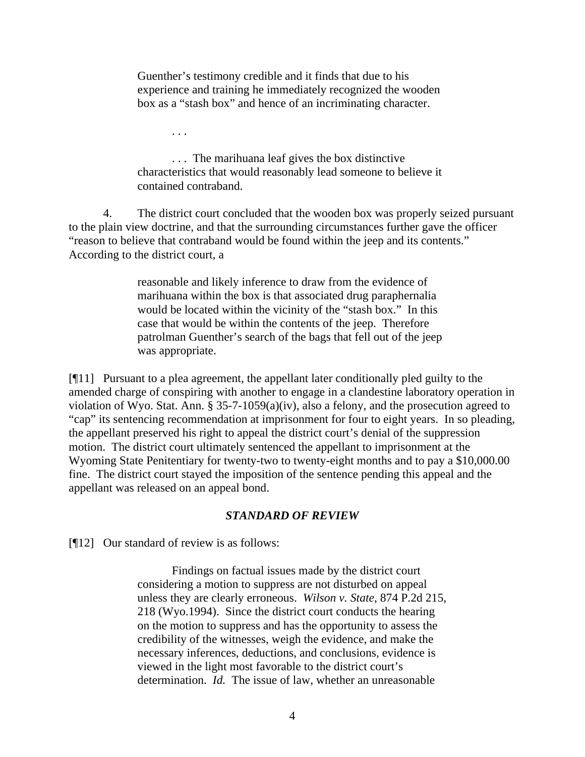> Guenther's testimony credible and it finds that due to his experience and training he immediately recognized the wooden box as a "stash box" and hence of an incriminating character.
>
> . . .
>
> . . . The marihuana leaf gives the box distinctive characteristics that would reasonably lead someone to believe it contained contraband.

4. The district court concluded that the wooden box was properly seized pursuant to the plain view doctrine, and that the surrounding circumstances further gave the officer "reason to believe that contraband would be found within the jeep and its contents." According to the district court, a

> reasonable and likely inference to draw from the evidence of marihuana within the box is that associated drug paraphernalia would be located within the vicinity of the "stash box." In this case that would be within the contents of the jeep. Therefore patrolman Guenther's search of the bags that fell out of the jeep was appropriate.

[¶11] Pursuant to a plea agreement, the appellant later conditionally pled guilty to the amended charge of conspiring with another to engage in a clandestine laboratory operation in violation of Wyo. Stat. Ann. § 35-7-1059(a)(iv), also a felony, and the prosecution agreed to "cap" its sentencing recommendation at imprisonment for four to eight years. In so pleading, the appellant preserved his right to appeal the district court's denial of the suppression motion. The district court ultimately sentenced the appellant to imprisonment at the Wyoming State Penitentiary for twenty-two to twenty-eight months and to pay a $10,000.00 fine. The district court stayed the imposition of the sentence pending this appeal and the appellant was released on an appeal bond.

## *STANDARD OF REVIEW*

[¶12] Our standard of review is as follows:

> Findings on factual issues made by the district court considering a motion to suppress are not disturbed on appeal unless they are clearly erroneous. *Wilson v. State*, 874 P.2d 215, 218 (Wyo.1994). Since the district court conducts the hearing on the motion to suppress and has the opportunity to assess the credibility of the witnesses, weigh the evidence, and make the necessary inferences, deductions, and conclusions, evidence is viewed in the light most favorable to the district court's determination. *Id.* The issue of law, whether an unreasonable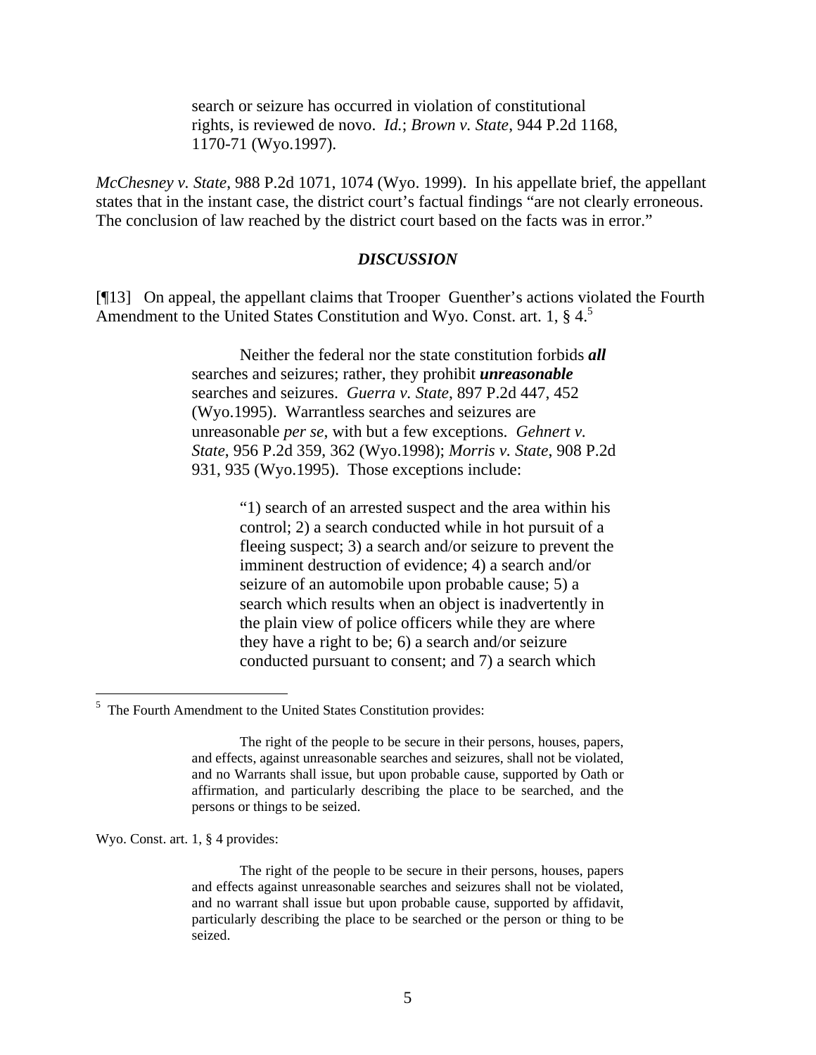> search or seizure has occurred in violation of constitutional rights, is reviewed de novo. *Id.*; *Brown v. State*, 944 P.2d 1168, 1170-71 (Wyo.1997).

*McChesney v. State*, 988 P.2d 1071, 1074 (Wyo. 1999). In his appellate brief, the appellant states that in the instant case, the district court's factual findings "are not clearly erroneous. The conclusion of law reached by the district court based on the facts was in error."

## *DISCUSSION*

[¶13] On appeal, the appellant claims that Trooper Guenther's actions violated the Fourth Amendment to the United States Constitution and Wyo. Const. art. 1, § 4.[5]

> Neither the federal nor the state constitution forbids ***all*** searches and seizures; rather, they prohibit ***unreasonable*** searches and seizures. *Guerra v. State*, 897 P.2d 447, 452 (Wyo.1995). Warrantless searches and seizures are unreasonable *per se*, with but a few exceptions. *Gehnert v. State*, 956 P.2d 359, 362 (Wyo.1998); *Morris v. State*, 908 P.2d 931, 935 (Wyo.1995). Those exceptions include:
>
> > "1) search of an arrested suspect and the area within his control; 2) a search conducted while in hot pursuit of a fleeing suspect; 3) a search and/or seizure to prevent the imminent destruction of evidence; 4) a search and/or seizure of an automobile upon probable cause; 5) a search which results when an object is inadvertently in the plain view of police officers while they are where they have a right to be; 6) a search and/or seizure conducted pursuant to consent; and 7) a search which

---

[5] The Fourth Amendment to the United States Constitution provides:

> The right of the people to be secure in their persons, houses, papers, and effects, against unreasonable searches and seizures, shall not be violated, and no Warrants shall issue, but upon probable cause, supported by Oath or affirmation, and particularly describing the place to be searched, and the persons or things to be seized.

Wyo. Const. art. 1, § 4 provides:

> The right of the people to be secure in their persons, houses, papers and effects against unreasonable searches and seizures shall not be violated, and no warrant shall issue but upon probable cause, supported by affidavit, particularly describing the place to be searched or the person or thing to be seized.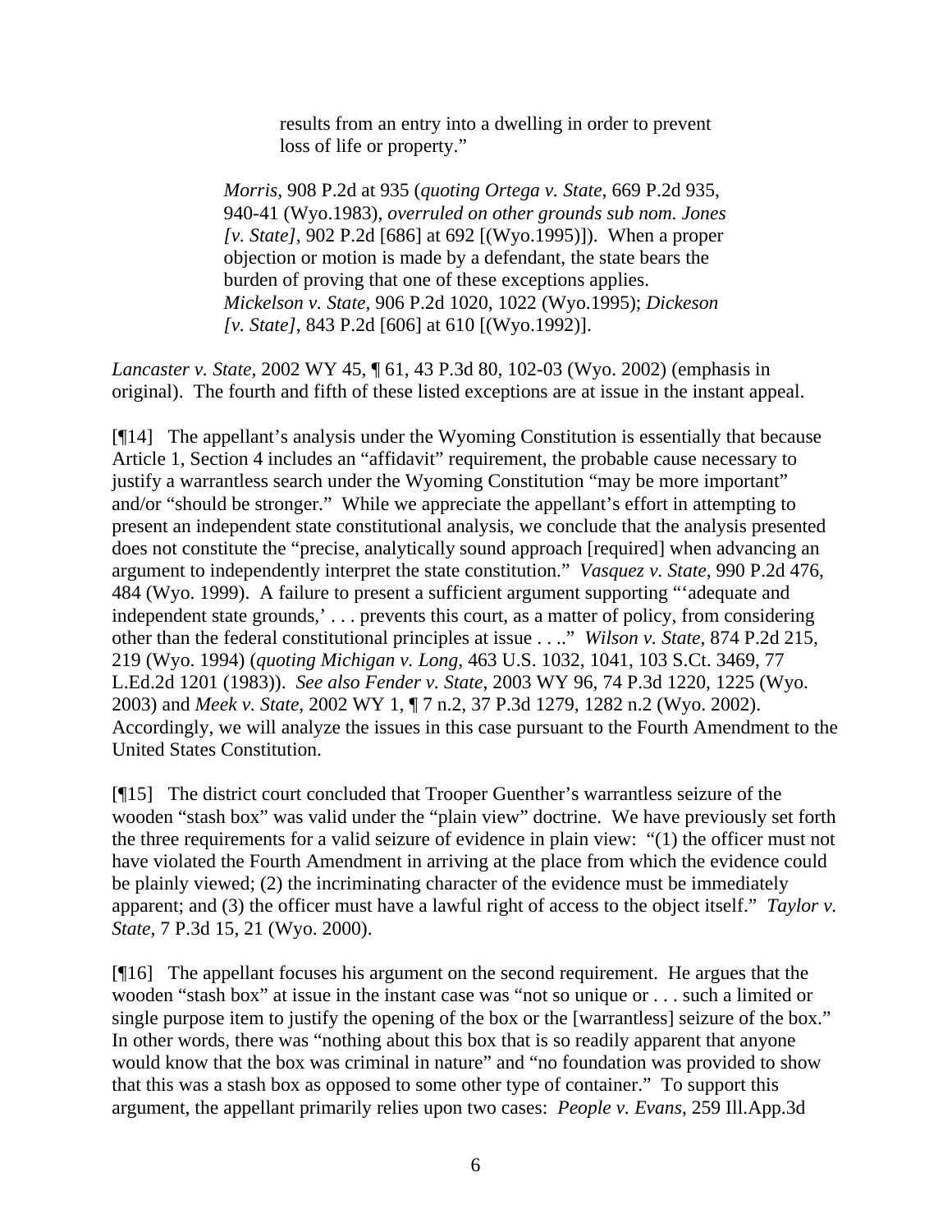> results from an entry into a dwelling in order to prevent loss of life or property."
>
> *Morris*, 908 P.2d at 935 (*quoting Ortega v. State*, 669 P.2d 935, 940-41 (Wyo.1983), *overruled on other grounds sub nom. Jones [v. State]*, 902 P.2d [686] at 692 [(Wyo.1995)]). When a proper objection or motion is made by a defendant, the state bears the burden of proving that one of these exceptions applies. *Mickelson v. State*, 906 P.2d 1020, 1022 (Wyo.1995); *Dickeson [v. State]*, 843 P.2d [606] at 610 [(Wyo.1992)].

*Lancaster v. State*, 2002 WY 45, ¶ 61, 43 P.3d 80, 102-03 (Wyo. 2002) (emphasis in original). The fourth and fifth of these listed exceptions are at issue in the instant appeal.

[¶14] The appellant's analysis under the Wyoming Constitution is essentially that because Article 1, Section 4 includes an "affidavit" requirement, the probable cause necessary to justify a warrantless search under the Wyoming Constitution "may be more important" and/or "should be stronger." While we appreciate the appellant's effort in attempting to present an independent state constitutional analysis, we conclude that the analysis presented does not constitute the "precise, analytically sound approach [required] when advancing an argument to independently interpret the state constitution." *Vasquez v. State*, 990 P.2d 476, 484 (Wyo. 1999). A failure to present a sufficient argument supporting "'adequate and independent state grounds,' . . . prevents this court, as a matter of policy, from considering other than the federal constitutional principles at issue . . .." *Wilson v. State*, 874 P.2d 215, 219 (Wyo. 1994) (*quoting Michigan v. Long*, 463 U.S. 1032, 1041, 103 S.Ct. 3469, 77 L.Ed.2d 1201 (1983)). *See also Fender v. State*, 2003 WY 96, 74 P.3d 1220, 1225 (Wyo. 2003) and *Meek v. State*, 2002 WY 1, ¶ 7 n.2, 37 P.3d 1279, 1282 n.2 (Wyo. 2002). Accordingly, we will analyze the issues in this case pursuant to the Fourth Amendment to the United States Constitution.

[¶15] The district court concluded that Trooper Guenther's warrantless seizure of the wooden "stash box" was valid under the "plain view" doctrine. We have previously set forth the three requirements for a valid seizure of evidence in plain view: "(1) the officer must not have violated the Fourth Amendment in arriving at the place from which the evidence could be plainly viewed; (2) the incriminating character of the evidence must be immediately apparent; and (3) the officer must have a lawful right of access to the object itself." *Taylor v. State*, 7 P.3d 15, 21 (Wyo. 2000).

[¶16] The appellant focuses his argument on the second requirement. He argues that the wooden "stash box" at issue in the instant case was "not so unique or . . . such a limited or single purpose item to justify the opening of the box or the [warrantless] seizure of the box." In other words, there was "nothing about this box that is so readily apparent that anyone would know that the box was criminal in nature" and "no foundation was provided to show that this was a stash box as opposed to some other type of container." To support this argument, the appellant primarily relies upon two cases: *People v. Evans*, 259 Ill.App.3d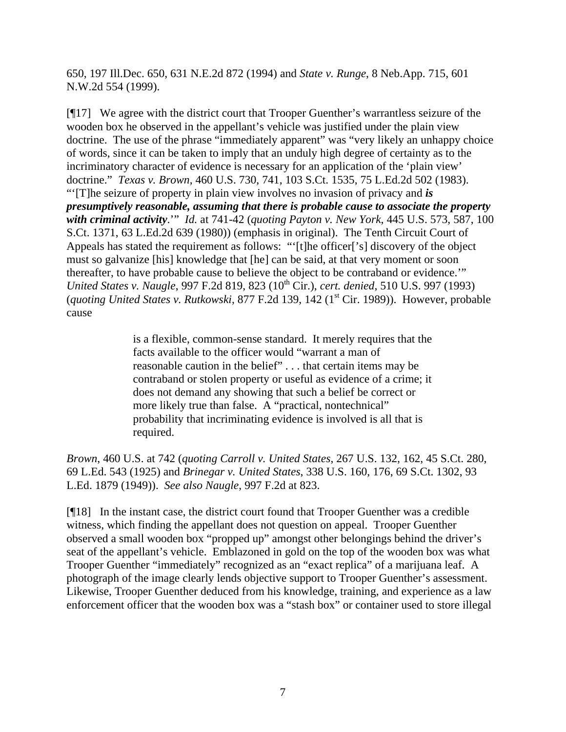650, 197 Ill.Dec. 650, 631 N.E.2d 872 (1994) and *State v. Runge*, 8 Neb.App. 715, 601 N.W.2d 554 (1999).

[¶17] We agree with the district court that Trooper Guenther's warrantless seizure of the wooden box he observed in the appellant's vehicle was justified under the plain view doctrine. The use of the phrase "immediately apparent" was "very likely an unhappy choice of words, since it can be taken to imply that an unduly high degree of certainty as to the incriminatory character of evidence is necessary for an application of the 'plain view' doctrine." *Texas v. Brown*, 460 U.S. 730, 741, 103 S.Ct. 1535, 75 L.Ed.2d 502 (1983). "'[T]he seizure of property in plain view involves no invasion of privacy and ***is presumptively reasonable, assuming that there is probable cause to associate the property with criminal activity***.'" *Id.* at 741-42 (*quoting Payton v. New York*, 445 U.S. 573, 587, 100 S.Ct. 1371, 63 L.Ed.2d 639 (1980)) (emphasis in original). The Tenth Circuit Court of Appeals has stated the requirement as follows: "'[t]he officer['s] discovery of the object must so galvanize [his] knowledge that [he] can be said, at that very moment or soon thereafter, to have probable cause to believe the object to be contraband or evidence.'" *United States v. Naugle*, 997 F.2d 819, 823 (10th Cir.), *cert. denied*, 510 U.S. 997 (1993) (*quoting United States v. Rutkowski*, 877 F.2d 139, 142 (1st Cir. 1989)). However, probable cause

> is a flexible, common-sense standard. It merely requires that the facts available to the officer would "warrant a man of reasonable caution in the belief" . . . that certain items may be contraband or stolen property or useful as evidence of a crime; it does not demand any showing that such a belief be correct or more likely true than false. A "practical, nontechnical" probability that incriminating evidence is involved is all that is required.

*Brown*, 460 U.S. at 742 (*quoting Carroll v. United States*, 267 U.S. 132, 162, 45 S.Ct. 280, 69 L.Ed. 543 (1925) and *Brinegar v. United States*, 338 U.S. 160, 176, 69 S.Ct. 1302, 93 L.Ed. 1879 (1949)). *See also Naugle*, 997 F.2d at 823.

[¶18] In the instant case, the district court found that Trooper Guenther was a credible witness, which finding the appellant does not question on appeal. Trooper Guenther observed a small wooden box "propped up" amongst other belongings behind the driver's seat of the appellant's vehicle. Emblazoned in gold on the top of the wooden box was what Trooper Guenther "immediately" recognized as an "exact replica" of a marijuana leaf. A photograph of the image clearly lends objective support to Trooper Guenther's assessment. Likewise, Trooper Guenther deduced from his knowledge, training, and experience as a law enforcement officer that the wooden box was a "stash box" or container used to store illegal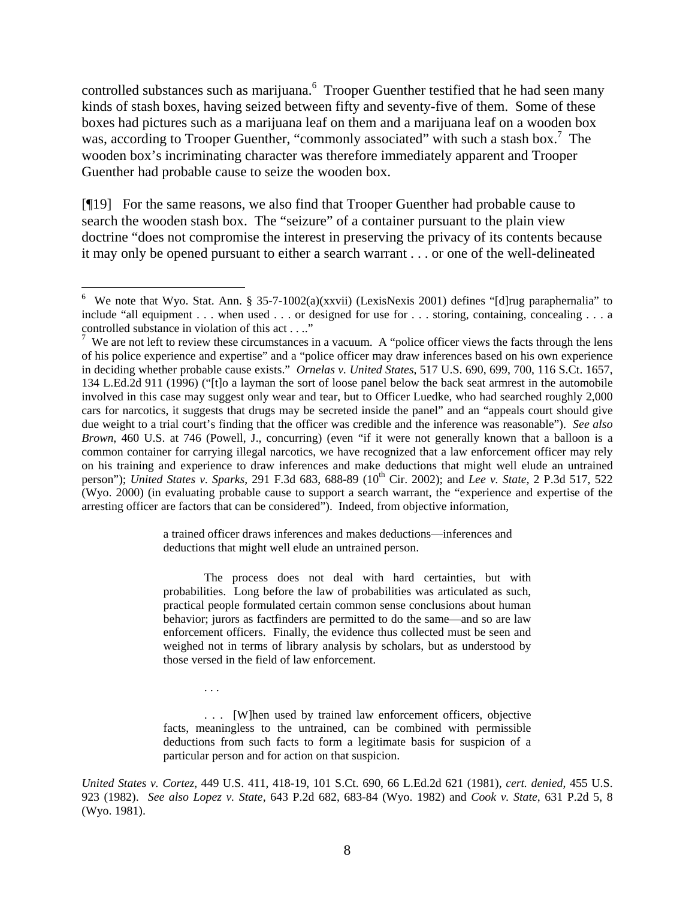controlled substances such as marijuana.[6] Trooper Guenther testified that he had seen many kinds of stash boxes, having seized between fifty and seventy-five of them. Some of these boxes had pictures such as a marijuana leaf on them and a marijuana leaf on a wooden box was, according to Trooper Guenther, "commonly associated" with such a stash box.[7] The wooden box's incriminating character was therefore immediately apparent and Trooper Guenther had probable cause to seize the wooden box.

[¶19] For the same reasons, we also find that Trooper Guenther had probable cause to search the wooden stash box. The "seizure" of a container pursuant to the plain view doctrine "does not compromise the interest in preserving the privacy of its contents because it may only be opened pursuant to either a search warrant . . . or one of the well-delineated

---

[6] We note that Wyo. Stat. Ann. § 35-7-1002(a)(xxvii) (LexisNexis 2001) defines "[d]rug paraphernalia" to include "all equipment . . . when used . . . or designed for use for . . . storing, containing, concealing . . . a controlled substance in violation of this act . . .."

[7] We are not left to review these circumstances in a vacuum. A "police officer views the facts through the lens of his police experience and expertise" and a "police officer may draw inferences based on his own experience in deciding whether probable cause exists." *Ornelas v. United States*, 517 U.S. 690, 699, 700, 116 S.Ct. 1657, 134 L.Ed.2d 911 (1996) ("[t]o a layman the sort of loose panel below the back seat armrest in the automobile involved in this case may suggest only wear and tear, but to Officer Luedke, who had searched roughly 2,000 cars for narcotics, it suggests that drugs may be secreted inside the panel" and an "appeals court should give due weight to a trial court's finding that the officer was credible and the inference was reasonable"). *See also Brown*, 460 U.S. at 746 (Powell, J., concurring) (even "if it were not generally known that a balloon is a common container for carrying illegal narcotics, we have recognized that a law enforcement officer may rely on his training and experience to draw inferences and make deductions that might well elude an untrained person"); *United States v. Sparks*, 291 F.3d 683, 688-89 (10th Cir. 2002); and *Lee v. State*, 2 P.3d 517, 522 (Wyo. 2000) (in evaluating probable cause to support a search warrant, the "experience and expertise of the arresting officer are factors that can be considered"). Indeed, from objective information,

> a trained officer draws inferences and makes deductions—inferences and deductions that might well elude an untrained person.
>
> The process does not deal with hard certainties, but with probabilities. Long before the law of probabilities was articulated as such, practical people formulated certain common sense conclusions about human behavior; jurors as factfinders are permitted to do the same—and so are law enforcement officers. Finally, the evidence thus collected must be seen and weighed not in terms of library analysis by scholars, but as understood by those versed in the field of law enforcement.
>
> . . .
>
> . . . [W]hen used by trained law enforcement officers, objective facts, meaningless to the untrained, can be combined with permissible deductions from such facts to form a legitimate basis for suspicion of a particular person and for action on that suspicion.

*United States v. Cortez*, 449 U.S. 411, 418-19, 101 S.Ct. 690, 66 L.Ed.2d 621 (1981), *cert. denied*, 455 U.S. 923 (1982). *See also Lopez v. State*, 643 P.2d 682, 683-84 (Wyo. 1982) and *Cook v. State*, 631 P.2d 5, 8 (Wyo. 1981).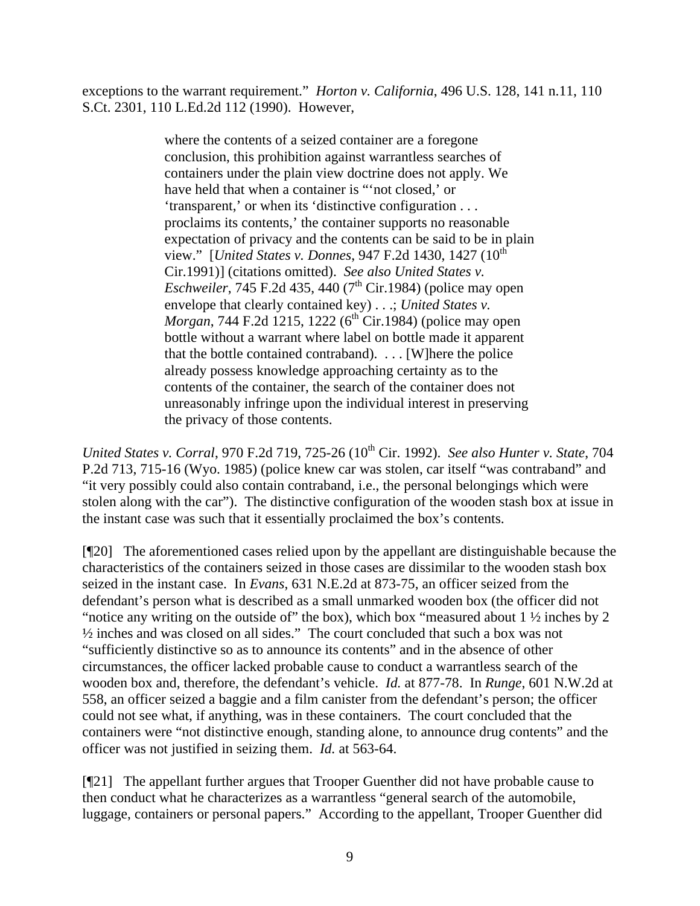exceptions to the warrant requirement." *Horton v. California*, 496 U.S. 128, 141 n.11, 110 S.Ct. 2301, 110 L.Ed.2d 112 (1990). However,

> where the contents of a seized container are a foregone conclusion, this prohibition against warrantless searches of containers under the plain view doctrine does not apply. We have held that when a container is "'not closed,' or 'transparent,' or when its 'distinctive configuration . . . proclaims its contents,' the container supports no reasonable expectation of privacy and the contents can be said to be in plain view." [*United States v. Donnes*, 947 F.2d 1430, 1427 (10th Cir.1991)] (citations omitted). *See also United States v. Eschweiler*, 745 F.2d 435, 440 (7th Cir.1984) (police may open envelope that clearly contained key) . . .; *United States v. Morgan*, 744 F.2d 1215, 1222 (6th Cir.1984) (police may open bottle without a warrant where label on bottle made it apparent that the bottle contained contraband). . . . [W]here the police already possess knowledge approaching certainty as to the contents of the container, the search of the container does not unreasonably infringe upon the individual interest in preserving the privacy of those contents.

*United States v. Corral*, 970 F.2d 719, 725-26 (10th Cir. 1992). *See also Hunter v. State*, 704 P.2d 713, 715-16 (Wyo. 1985) (police knew car was stolen, car itself "was contraband" and "it very possibly could also contain contraband, i.e., the personal belongings which were stolen along with the car"). The distinctive configuration of the wooden stash box at issue in the instant case was such that it essentially proclaimed the box's contents.

[¶20] The aforementioned cases relied upon by the appellant are distinguishable because the characteristics of the containers seized in those cases are dissimilar to the wooden stash box seized in the instant case. In *Evans*, 631 N.E.2d at 873-75, an officer seized from the defendant's person what is described as a small unmarked wooden box (the officer did not "notice any writing on the outside of" the box), which box "measured about 1 ½ inches by 2 ½ inches and was closed on all sides." The court concluded that such a box was not "sufficiently distinctive so as to announce its contents" and in the absence of other circumstances, the officer lacked probable cause to conduct a warrantless search of the wooden box and, therefore, the defendant's vehicle. *Id.* at 877-78. In *Runge*, 601 N.W.2d at 558, an officer seized a baggie and a film canister from the defendant's person; the officer could not see what, if anything, was in these containers. The court concluded that the containers were "not distinctive enough, standing alone, to announce drug contents" and the officer was not justified in seizing them. *Id.* at 563-64.

[¶21] The appellant further argues that Trooper Guenther did not have probable cause to then conduct what he characterizes as a warrantless "general search of the automobile, luggage, containers or personal papers." According to the appellant, Trooper Guenther did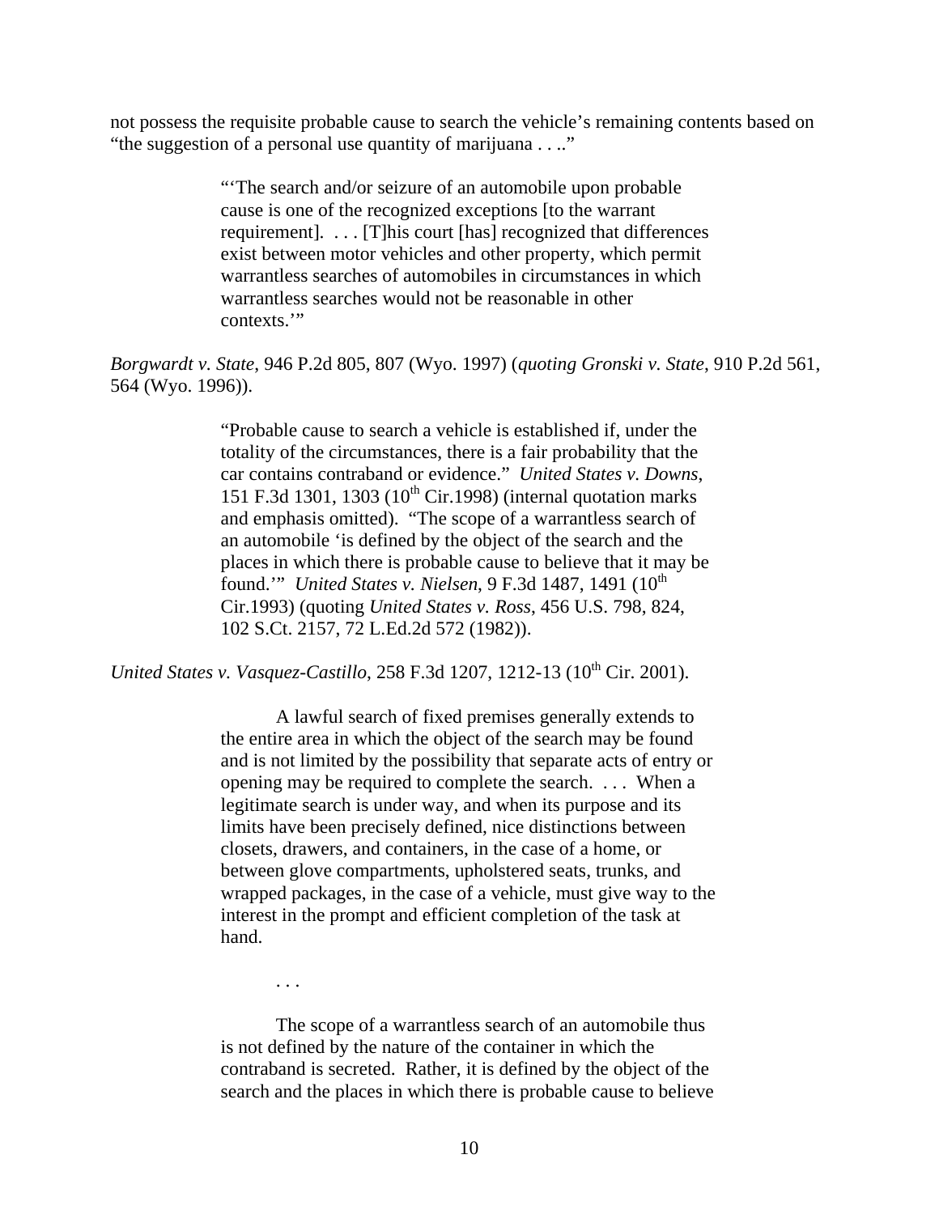not possess the requisite probable cause to search the vehicle's remaining contents based on "the suggestion of a personal use quantity of marijuana . . .."

> "'The search and/or seizure of an automobile upon probable cause is one of the recognized exceptions [to the warrant requirement]. . . . [T]his court [has] recognized that differences exist between motor vehicles and other property, which permit warrantless searches of automobiles in circumstances in which warrantless searches would not be reasonable in other contexts.'"

*Borgwardt v. State*, 946 P.2d 805, 807 (Wyo. 1997) (*quoting Gronski v. State*, 910 P.2d 561, 564 (Wyo. 1996)).

> "Probable cause to search a vehicle is established if, under the totality of the circumstances, there is a fair probability that the car contains contraband or evidence." *United States v. Downs*, 151 F.3d 1301, 1303 (10th Cir.1998) (internal quotation marks and emphasis omitted). "The scope of a warrantless search of an automobile 'is defined by the object of the search and the places in which there is probable cause to believe that it may be found.'" *United States v. Nielsen*, 9 F.3d 1487, 1491 (10th Cir.1993) (quoting *United States v. Ross*, 456 U.S. 798, 824, 102 S.Ct. 2157, 72 L.Ed.2d 572 (1982)).

*United States v. Vasquez-Castillo*, 258 F.3d 1207, 1212-13 (10th Cir. 2001).

> A lawful search of fixed premises generally extends to the entire area in which the object of the search may be found and is not limited by the possibility that separate acts of entry or opening may be required to complete the search. . . . When a legitimate search is under way, and when its purpose and its limits have been precisely defined, nice distinctions between closets, drawers, and containers, in the case of a home, or between glove compartments, upholstered seats, trunks, and wrapped packages, in the case of a vehicle, must give way to the interest in the prompt and efficient completion of the task at hand.
>
> . . .
>
> The scope of a warrantless search of an automobile thus is not defined by the nature of the container in which the contraband is secreted. Rather, it is defined by the object of the search and the places in which there is probable cause to believe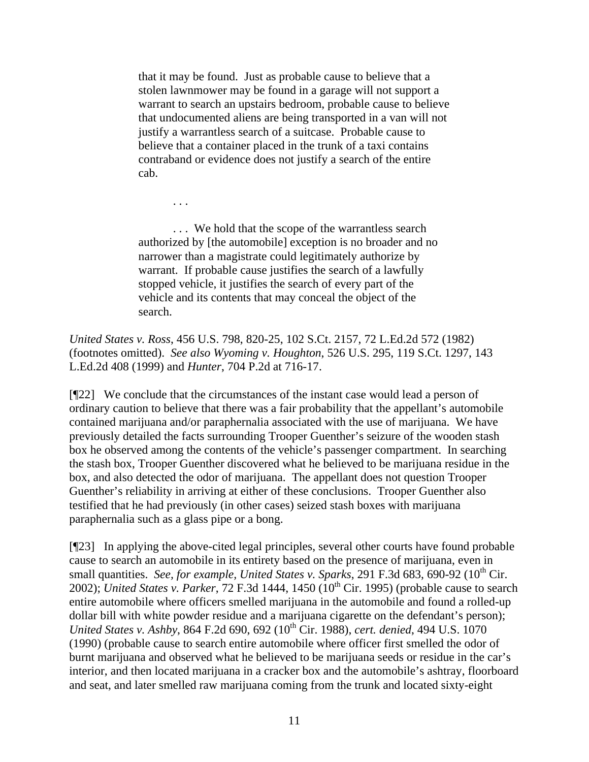> that it may be found. Just as probable cause to believe that a stolen lawnmower may be found in a garage will not support a warrant to search an upstairs bedroom, probable cause to believe that undocumented aliens are being transported in a van will not justify a warrantless search of a suitcase. Probable cause to believe that a container placed in the trunk of a taxi contains contraband or evidence does not justify a search of the entire cab.
>
> . . .
>
> . . . We hold that the scope of the warrantless search authorized by [the automobile] exception is no broader and no narrower than a magistrate could legitimately authorize by warrant. If probable cause justifies the search of a lawfully stopped vehicle, it justifies the search of every part of the vehicle and its contents that may conceal the object of the search.

*United States v. Ross*, 456 U.S. 798, 820-25, 102 S.Ct. 2157, 72 L.Ed.2d 572 (1982) (footnotes omitted). *See also Wyoming v. Houghton*, 526 U.S. 295, 119 S.Ct. 1297, 143 L.Ed.2d 408 (1999) and *Hunter*, 704 P.2d at 716-17.

[¶22] We conclude that the circumstances of the instant case would lead a person of ordinary caution to believe that there was a fair probability that the appellant's automobile contained marijuana and/or paraphernalia associated with the use of marijuana. We have previously detailed the facts surrounding Trooper Guenther's seizure of the wooden stash box he observed among the contents of the vehicle's passenger compartment. In searching the stash box, Trooper Guenther discovered what he believed to be marijuana residue in the box, and also detected the odor of marijuana. The appellant does not question Trooper Guenther's reliability in arriving at either of these conclusions. Trooper Guenther also testified that he had previously (in other cases) seized stash boxes with marijuana paraphernalia such as a glass pipe or a bong.

[¶23] In applying the above-cited legal principles, several other courts have found probable cause to search an automobile in its entirety based on the presence of marijuana, even in small quantities. *See, for example, United States v. Sparks*, 291 F.3d 683, 690-92 (10th Cir. 2002); *United States v. Parker*, 72 F.3d 1444, 1450 (10th Cir. 1995) (probable cause to search entire automobile where officers smelled marijuana in the automobile and found a rolled-up dollar bill with white powder residue and a marijuana cigarette on the defendant's person); *United States v. Ashby*, 864 F.2d 690, 692 (10th Cir. 1988), *cert. denied*, 494 U.S. 1070 (1990) (probable cause to search entire automobile where officer first smelled the odor of burnt marijuana and observed what he believed to be marijuana seeds or residue in the car's interior, and then located marijuana in a cracker box and the automobile's ashtray, floorboard and seat, and later smelled raw marijuana coming from the trunk and located sixty-eight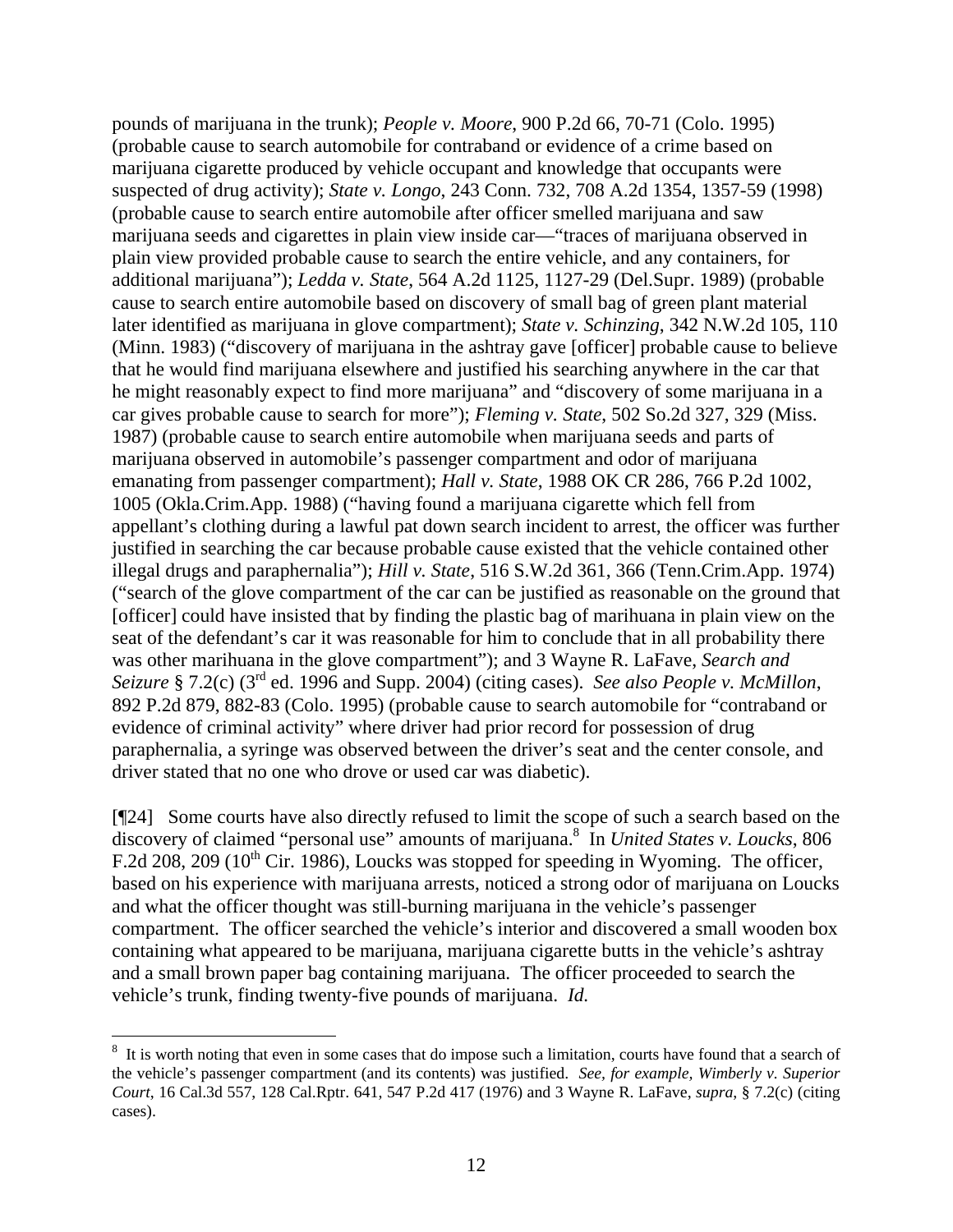pounds of marijuana in the trunk); *People v. Moore*, 900 P.2d 66, 70-71 (Colo. 1995) (probable cause to search automobile for contraband or evidence of a crime based on marijuana cigarette produced by vehicle occupant and knowledge that occupants were suspected of drug activity); *State v. Longo*, 243 Conn. 732, 708 A.2d 1354, 1357-59 (1998) (probable cause to search entire automobile after officer smelled marijuana and saw marijuana seeds and cigarettes in plain view inside car—"traces of marijuana observed in plain view provided probable cause to search the entire vehicle, and any containers, for additional marijuana"); *Ledda v. State*, 564 A.2d 1125, 1127-29 (Del.Supr. 1989) (probable cause to search entire automobile based on discovery of small bag of green plant material later identified as marijuana in glove compartment); *State v. Schinzing*, 342 N.W.2d 105, 110 (Minn. 1983) ("discovery of marijuana in the ashtray gave [officer] probable cause to believe that he would find marijuana elsewhere and justified his searching anywhere in the car that he might reasonably expect to find more marijuana" and "discovery of some marijuana in a car gives probable cause to search for more"); *Fleming v. State*, 502 So.2d 327, 329 (Miss. 1987) (probable cause to search entire automobile when marijuana seeds and parts of marijuana observed in automobile's passenger compartment and odor of marijuana emanating from passenger compartment); *Hall v. State*, 1988 OK CR 286, 766 P.2d 1002, 1005 (Okla.Crim.App. 1988) ("having found a marijuana cigarette which fell from appellant's clothing during a lawful pat down search incident to arrest, the officer was further justified in searching the car because probable cause existed that the vehicle contained other illegal drugs and paraphernalia"); *Hill v. State*, 516 S.W.2d 361, 366 (Tenn.Crim.App. 1974) ("search of the glove compartment of the car can be justified as reasonable on the ground that [officer] could have insisted that by finding the plastic bag of marihuana in plain view on the seat of the defendant's car it was reasonable for him to conclude that in all probability there was other marihuana in the glove compartment"); and 3 Wayne R. LaFave, *Search and Seizure* § 7.2(c) (3rd ed. 1996 and Supp. 2004) (citing cases). *See also People v. McMillon*, 892 P.2d 879, 882-83 (Colo. 1995) (probable cause to search automobile for "contraband or evidence of criminal activity" where driver had prior record for possession of drug paraphernalia, a syringe was observed between the driver's seat and the center console, and driver stated that no one who drove or used car was diabetic).

[¶24] Some courts have also directly refused to limit the scope of such a search based on the discovery of claimed "personal use" amounts of marijuana.[8] In *United States v. Loucks*, 806 F.2d 208, 209 (10th Cir. 1986), Loucks was stopped for speeding in Wyoming. The officer, based on his experience with marijuana arrests, noticed a strong odor of marijuana on Loucks and what the officer thought was still-burning marijuana in the vehicle's passenger compartment. The officer searched the vehicle's interior and discovered a small wooden box containing what appeared to be marijuana, marijuana cigarette butts in the vehicle's ashtray and a small brown paper bag containing marijuana. The officer proceeded to search the vehicle's trunk, finding twenty-five pounds of marijuana. *Id.*

---

[8] It is worth noting that even in some cases that do impose such a limitation, courts have found that a search of the vehicle's passenger compartment (and its contents) was justified. *See, for example, Wimberly v. Superior Court*, 16 Cal.3d 557, 128 Cal.Rptr. 641, 547 P.2d 417 (1976) and 3 Wayne R. LaFave, *supra*, § 7.2(c) (citing cases).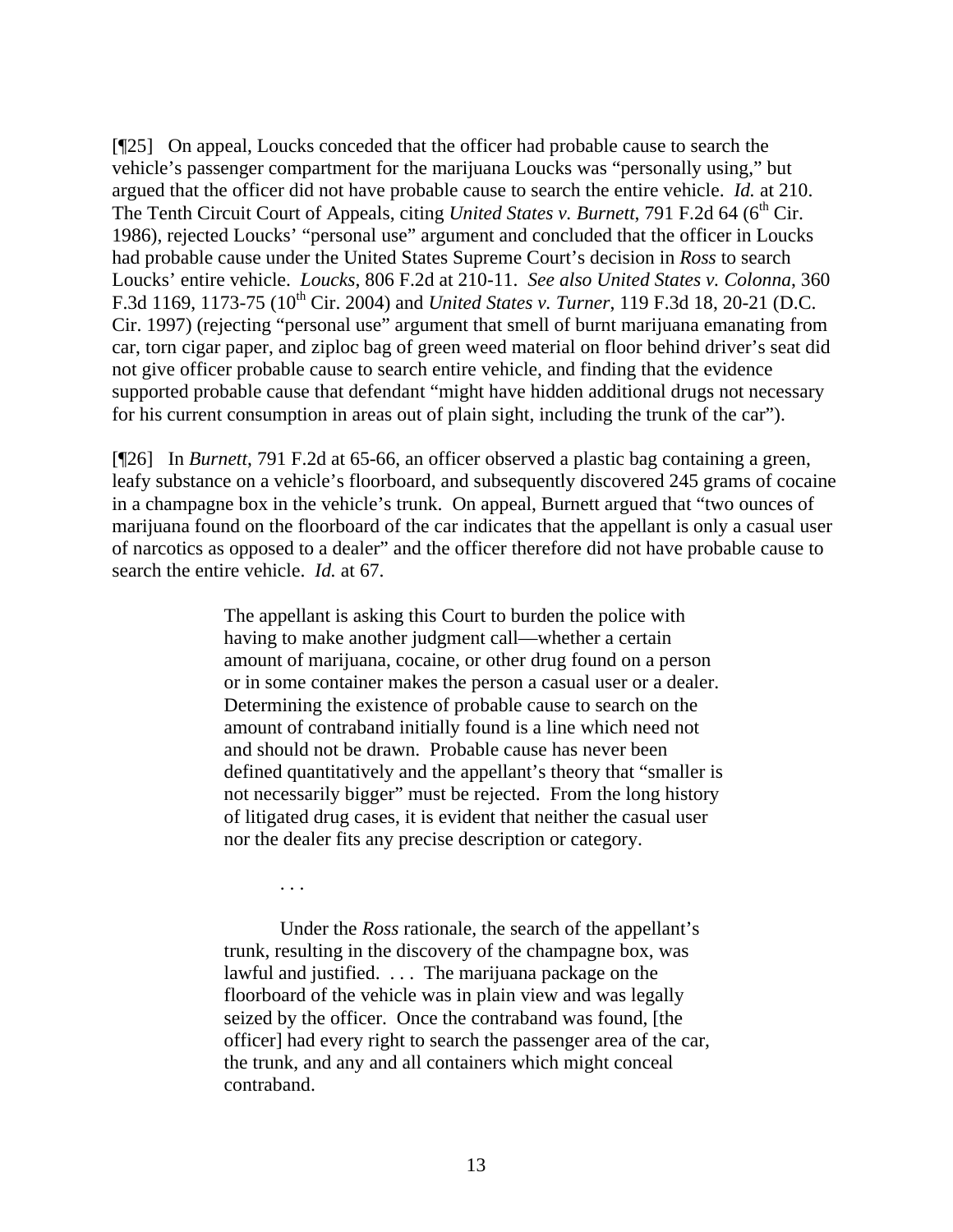[¶25] On appeal, Loucks conceded that the officer had probable cause to search the vehicle's passenger compartment for the marijuana Loucks was "personally using," but argued that the officer did not have probable cause to search the entire vehicle. *Id.* at 210. The Tenth Circuit Court of Appeals, citing *United States v. Burnett*, 791 F.2d 64 (6th Cir. 1986), rejected Loucks' "personal use" argument and concluded that the officer in Loucks had probable cause under the United States Supreme Court's decision in *Ross* to search Loucks' entire vehicle. *Loucks*, 806 F.2d at 210-11. *See also United States v. Colonna*, 360 F.3d 1169, 1173-75 (10th Cir. 2004) and *United States v. Turner*, 119 F.3d 18, 20-21 (D.C. Cir. 1997) (rejecting "personal use" argument that smell of burnt marijuana emanating from car, torn cigar paper, and ziploc bag of green weed material on floor behind driver's seat did not give officer probable cause to search entire vehicle, and finding that the evidence supported probable cause that defendant "might have hidden additional drugs not necessary for his current consumption in areas out of plain sight, including the trunk of the car").

[¶26] In *Burnett*, 791 F.2d at 65-66, an officer observed a plastic bag containing a green, leafy substance on a vehicle's floorboard, and subsequently discovered 245 grams of cocaine in a champagne box in the vehicle's trunk. On appeal, Burnett argued that "two ounces of marijuana found on the floorboard of the car indicates that the appellant is only a casual user of narcotics as opposed to a dealer" and the officer therefore did not have probable cause to search the entire vehicle. *Id.* at 67.

> The appellant is asking this Court to burden the police with having to make another judgment call—whether a certain amount of marijuana, cocaine, or other drug found on a person or in some container makes the person a casual user or a dealer. Determining the existence of probable cause to search on the amount of contraband initially found is a line which need not and should not be drawn. Probable cause has never been defined quantitatively and the appellant's theory that "smaller is not necessarily bigger" must be rejected. From the long history of litigated drug cases, it is evident that neither the casual user nor the dealer fits any precise description or category.
>
> . . .
>
> Under the *Ross* rationale, the search of the appellant's trunk, resulting in the discovery of the champagne box, was lawful and justified. . . . The marijuana package on the floorboard of the vehicle was in plain view and was legally seized by the officer. Once the contraband was found, [the officer] had every right to search the passenger area of the car, the trunk, and any and all containers which might conceal contraband.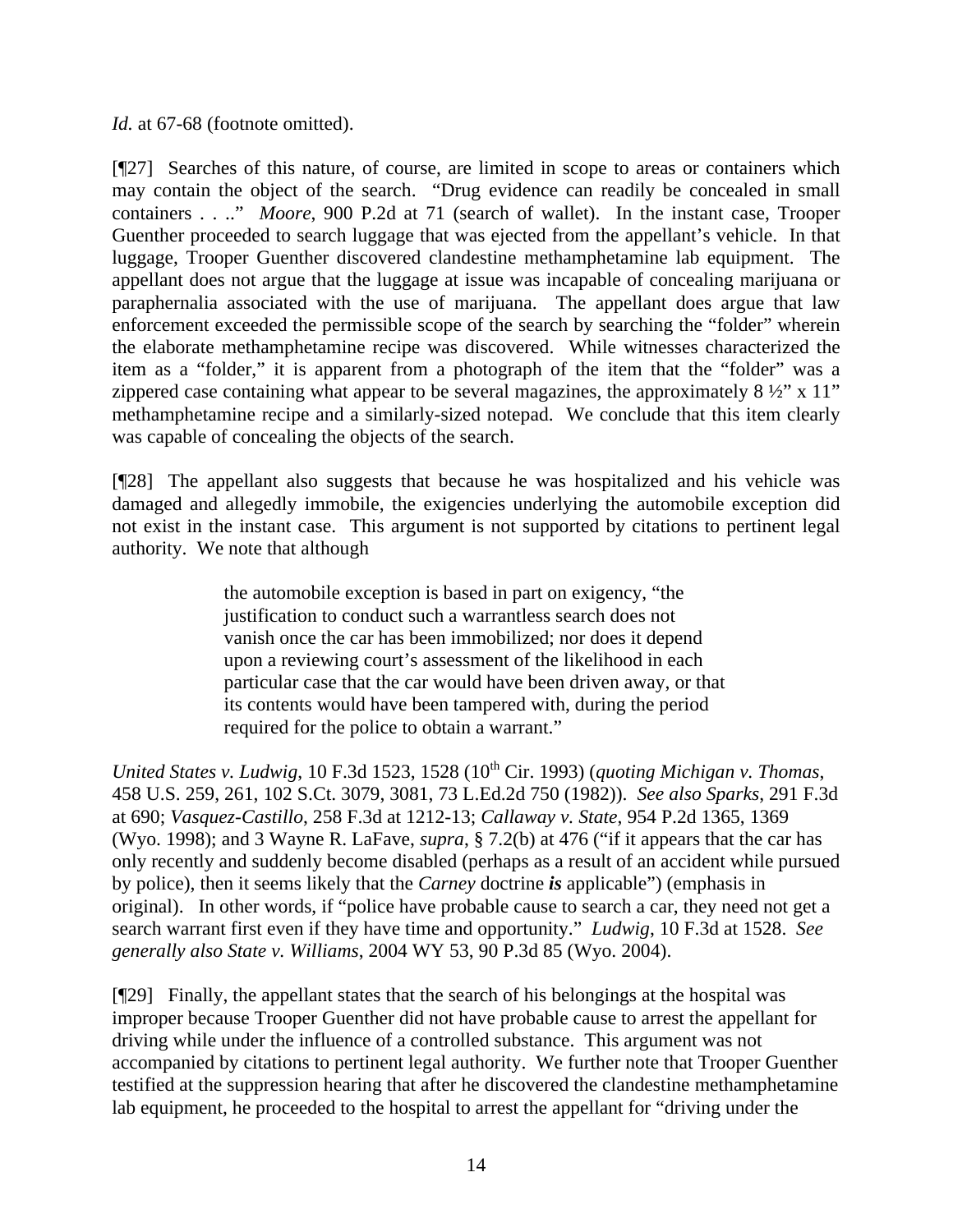*Id.* at 67-68 (footnote omitted).

[¶27] Searches of this nature, of course, are limited in scope to areas or containers which may contain the object of the search. "Drug evidence can readily be concealed in small containers . . .." *Moore*, 900 P.2d at 71 (search of wallet). In the instant case, Trooper Guenther proceeded to search luggage that was ejected from the appellant's vehicle. In that luggage, Trooper Guenther discovered clandestine methamphetamine lab equipment. The appellant does not argue that the luggage at issue was incapable of concealing marijuana or paraphernalia associated with the use of marijuana. The appellant does argue that law enforcement exceeded the permissible scope of the search by searching the "folder" wherein the elaborate methamphetamine recipe was discovered. While witnesses characterized the item as a "folder," it is apparent from a photograph of the item that the "folder" was a zippered case containing what appear to be several magazines, the approximately 8 ½" x 11" methamphetamine recipe and a similarly-sized notepad. We conclude that this item clearly was capable of concealing the objects of the search.

[¶28] The appellant also suggests that because he was hospitalized and his vehicle was damaged and allegedly immobile, the exigencies underlying the automobile exception did not exist in the instant case. This argument is not supported by citations to pertinent legal authority. We note that although

> the automobile exception is based in part on exigency, "the justification to conduct such a warrantless search does not vanish once the car has been immobilized; nor does it depend upon a reviewing court's assessment of the likelihood in each particular case that the car would have been driven away, or that its contents would have been tampered with, during the period required for the police to obtain a warrant."

*United States v. Ludwig*, 10 F.3d 1523, 1528 (10th Cir. 1993) (*quoting Michigan v. Thomas*, 458 U.S. 259, 261, 102 S.Ct. 3079, 3081, 73 L.Ed.2d 750 (1982)). *See also Sparks*, 291 F.3d at 690; *Vasquez-Castillo*, 258 F.3d at 1212-13; *Callaway v. State*, 954 P.2d 1365, 1369 (Wyo. 1998); and 3 Wayne R. LaFave, *supra*, § 7.2(b) at 476 ("if it appears that the car has only recently and suddenly become disabled (perhaps as a result of an accident while pursued by police), then it seems likely that the *Carney* doctrine ***is*** applicable") (emphasis in original). In other words, if "police have probable cause to search a car, they need not get a search warrant first even if they have time and opportunity." *Ludwig*, 10 F.3d at 1528. *See generally also State v. Williams*, 2004 WY 53, 90 P.3d 85 (Wyo. 2004).

[¶29] Finally, the appellant states that the search of his belongings at the hospital was improper because Trooper Guenther did not have probable cause to arrest the appellant for driving while under the influence of a controlled substance. This argument was not accompanied by citations to pertinent legal authority. We further note that Trooper Guenther testified at the suppression hearing that after he discovered the clandestine methamphetamine lab equipment, he proceeded to the hospital to arrest the appellant for "driving under the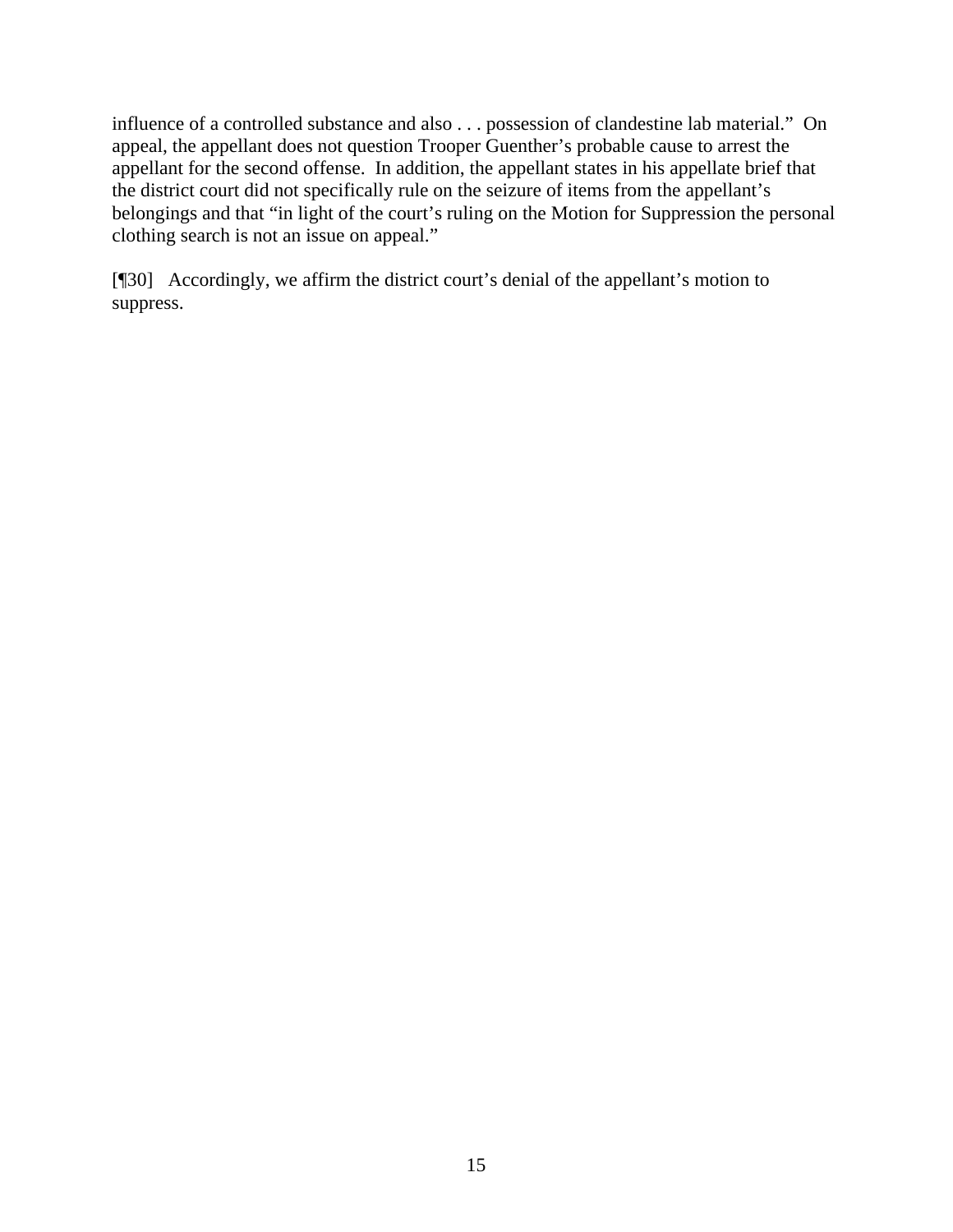influence of a controlled substance and also . . . possession of clandestine lab material." On appeal, the appellant does not question Trooper Guenther's probable cause to arrest the appellant for the second offense. In addition, the appellant states in his appellate brief that the district court did not specifically rule on the seizure of items from the appellant's belongings and that "in light of the court's ruling on the Motion for Suppression the personal clothing search is not an issue on appeal."

[¶30] Accordingly, we affirm the district court's denial of the appellant's motion to suppress.